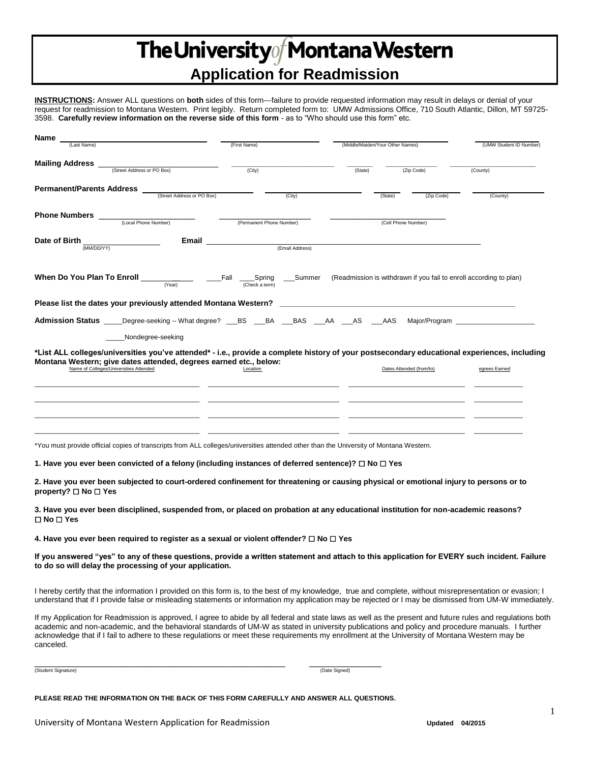# The University of Montana Western

## Application for Readmission

**INSTRUCTIONS:** Answer ALL questions on **both** sides of this form---failure to provide requested information may result in delays or denial of your request for readmission to Montana Western. Print legibly. Return completed form to: UMW Admissions Office, 710 South Atlantic, Dillon, MT 59725-3598. **Carefully review information on the reverse side of this form** - as to "Who should use this form" etc.

**Name** ______________________ (Last Name) ______________________ (First Name) ______________________ (Middle/Maiden/Your Other Names) ______________________ (UMW Student ID Number)

**Mailing Address** ______________________ (Street Address or PO Box) ______________________ (City) ________ (State) ________ (Zip Code) ______________________ (County)

**Permanent/Parents Address** ______________________ (Street Address or PO Box) ______________________ (City) ________ (State) ________ (Zip Code) ______________________ (County)

**Phone Numbers** ______________________ (Local Phone Number) ______________________ (Permanent Phone Number) ______________________ (Cell Phone Number)

**Date of Birth** ______________ (MM/DD/YY) **Email** ______________________________________ (Email Address)

**When Do You Plan To Enroll** __________ (Year) ____Fall ____Spring ___Summer (Check a term) (Readmission is withdrawn if you fail to enroll according to plan)

**Please list the dates your previously attended Montana Western?** ______________________________________

**Admission Status** _____Degree-seeking -- What degree? ___BS ___BA ___BAS ___AA ___AS ___AAS Major/Program ____________________

_____Nondegree-seeking

**\*List ALL colleges/universities you've attended\* - i.e., provide a complete history of your postsecondary educational experiences, including Montana Western; give dates attended, degrees earned etc., below:**

| Name of Colleges/Universities Attended | Location | Dates Attended (from/to) | egrees Earned |
|---|---|---|---|
| | | | |
| | | | |
| | | | |
| | | | |

\*You must provide official copies of transcripts from ALL colleges/universities attended other than the University of Montana Western.

**1. Have you ever been convicted of a felony (including instances of deferred sentence)? ☐ No ☐ Yes**

**2. Have you ever been subjected to court-ordered confinement for threatening or causing physical or emotional injury to persons or to property? ☐ No ☐ Yes**

**3. Have you ever been disciplined, suspended from, or placed on probation at any educational institution for non-academic reasons? ☐ No ☐ Yes**

**4. Have you ever been required to register as a sexual or violent offender? ☐ No ☐ Yes**

**If you answered "yes" to any of these questions, provide a written statement and attach to this application for EVERY such incident. Failure to do so will delay the processing of your application.**

I hereby certify that the information I provided on this form is, to the best of my knowledge, true and complete, without misrepresentation or evasion; I understand that if I provide false or misleading statements or information my application may be rejected or I may be dismissed from UM-W immediately.

If my Application for Readmission is approved, I agree to abide by all federal and state laws as well as the present and future rules and regulations both academic and non-academic, and the behavioral standards of UM-W as stated in university publications and policy and procedure manuals. I further acknowledge that if I fail to adhere to these regulations or meet these requirements my enrollment at the University of Montana Western may be canceled.

______________________________________ (Student Signature) ______________ (Date Signed)

**PLEASE READ THE INFORMATION ON THE BACK OF THIS FORM CAREFULLY AND ANSWER ALL QUESTIONS.**

University of Montana Western Application for Readmission **Updated 04/2015**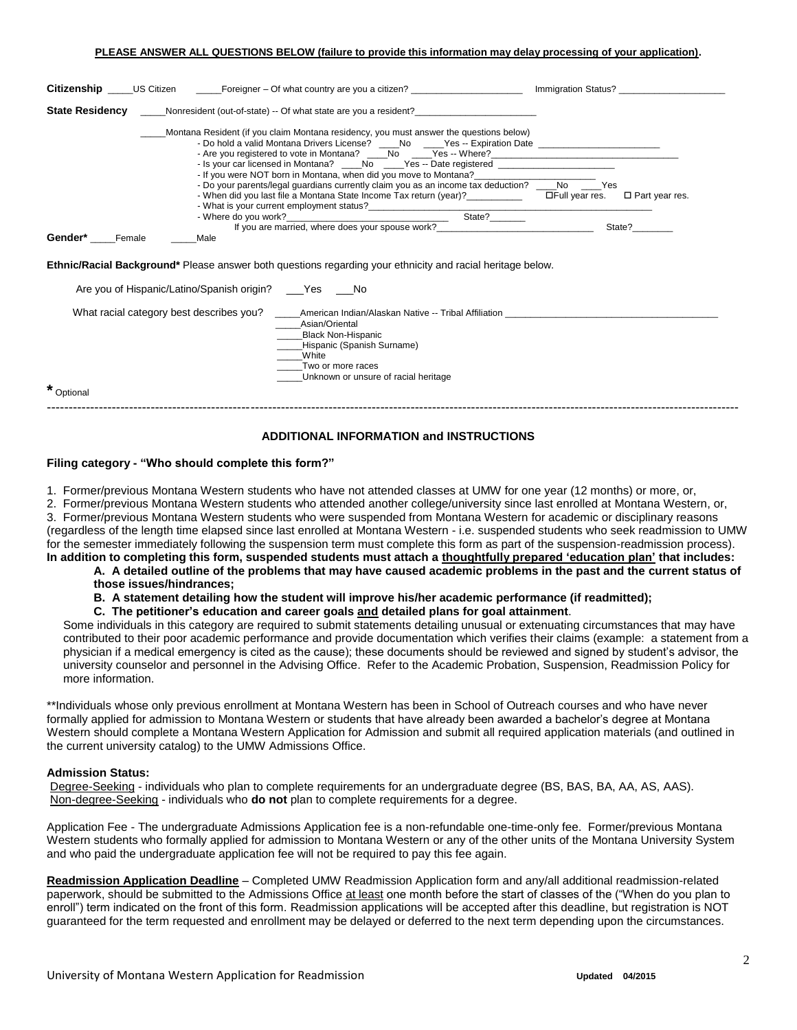**PLEASE ANSWER ALL QUESTIONS BELOW (failure to provide this information may delay processing of your application).**

**Citizenship** _____US Citizen _____Foreigner – Of what country are you a citizen? ______________________ Immigration Status? ____________________

**State Residency** _____Nonresident (out-of-state) -- Of what state are you a resident?________________________

_____Montana Resident (if you claim Montana residency, you must answer the questions below)

- Do hold a valid Montana Drivers License? ____No ____Yes -- Expiration Date ________________________
- Are you registered to vote in Montana? ____No ____Yes -- Where?______________________________________
- Is your car licensed in Montana? ____No ____Yes -- Date registered _______________________
- If you were NOT born in Montana, when did you move to Montana?________________________
- Do your parents/legal guardians currently claim you as an income tax deduction? ____No ____Yes
- When did you last file a Montana State Income Tax return (year)?___________ ☐Full year res. ☐ Part year res.
- What is your current employment status?____________________________________________________________
- Where do you work?________________________________ State?_______

If you are married, where does your spouse work?_______________________________ State?________

**Gender*** _____Female _____Male

**Ethnic/Racial Background*** Please answer both questions regarding your ethnicity and racial heritage below.

Are you of Hispanic/Latino/Spanish origin? ___Yes ___No

What racial category best describes you?
_____American Indian/Alaskan Native -- Tribal Affiliation ________________________________________
_____Asian/Oriental
_____Black Non-Hispanic
_____Hispanic (Spanish Surname)
_____White
_____Two or more races
_____Unknown or unsure of racial heritage

* Optional

---

## ADDITIONAL INFORMATION and INSTRUCTIONS

**Filing category - "Who should complete this form?"**

1. Former/previous Montana Western students who have not attended classes at UMW for one year (12 months) or more, or,
2. Former/previous Montana Western students who attended another college/university since last enrolled at Montana Western, or,
3. Former/previous Montana Western students who were suspended from Montana Western for academic or disciplinary reasons (regardless of the length time elapsed since last enrolled at Montana Western - i.e. suspended students who seek readmission to UMW for the semester immediately following the suspension term must complete this form as part of the suspension-readmission process).

**In addition to completing this form, suspended students must attach a thoughtfully prepared 'education plan' that includes:**

**A. A detailed outline of the problems that may have caused academic problems in the past and the current status of those issues/hindrances;**

**B. A statement detailing how the student will improve his/her academic performance (if readmitted);**

**C. The petitioner's education and career goals and detailed plans for goal attainment**.

Some individuals in this category are required to submit statements detailing unusual or extenuating circumstances that may have contributed to their poor academic performance and provide documentation which verifies their claims (example: a statement from a physician if a medical emergency is cited as the cause); these documents should be reviewed and signed by student's advisor, the university counselor and personnel in the Advising Office. Refer to the Academic Probation, Suspension, Readmission Policy for more information.

**Individuals whose only previous enrollment at Montana Western has been in School of Outreach courses and who have never formally applied for admission to Montana Western or students that have already been awarded a bachelor's degree at Montana Western should complete a Montana Western Application for Admission and submit all required application materials (and outlined in the current university catalog) to the UMW Admissions Office.

**Admission Status:**

Degree-Seeking - individuals who plan to complete requirements for an undergraduate degree (BS, BAS, BA, AA, AS, AAS).
Non-degree-Seeking - individuals who **do not** plan to complete requirements for a degree.

Application Fee - The undergraduate Admissions Application fee is a non-refundable one-time-only fee. Former/previous Montana Western students who formally applied for admission to Montana Western or any of the other units of the Montana University System and who paid the undergraduate application fee will not be required to pay this fee again.

**Readmission Application Deadline** – Completed UMW Readmission Application form and any/all additional readmission-related paperwork, should be submitted to the Admissions Office at least one month before the start of classes of the ("When do you plan to enroll") term indicated on the front of this form. Readmission applications will be accepted after this deadline, but registration is NOT guaranteed for the term requested and enrollment may be delayed or deferred to the next term depending upon the circumstances.